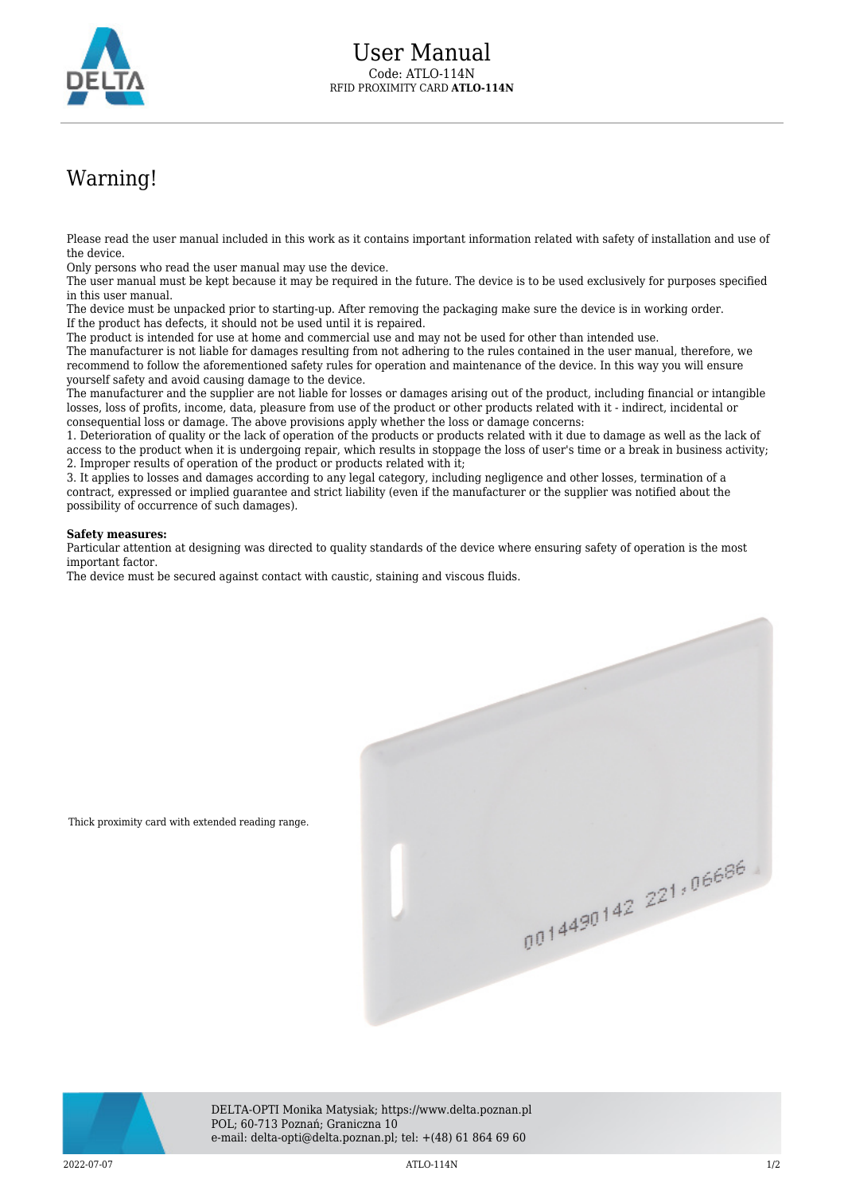# User Manual

Code: ATLO-114N

RFID PROXIMITY CARD **ATLO-114N**

## Warning!

Please read the user manual included in this work as it contains important information related with safety of installation and use of the device.
Only persons who read the user manual may use the device.
The user manual must be kept because it may be required in the future. The device is to be used exclusively for purposes specified in this user manual.
The device must be unpacked prior to starting-up. After removing the packaging make sure the device is in working order.
If the product has defects, it should not be used until it is repaired.
The product is intended for use at home and commercial use and may not be used for other than intended use.
The manufacturer is not liable for damages resulting from not adhering to the rules contained in the user manual, therefore, we recommend to follow the aforementioned safety rules for operation and maintenance of the device. In this way you will ensure yourself safety and avoid causing damage to the device.
The manufacturer and the supplier are not liable for losses or damages arising out of the product, including financial or intangible losses, loss of profits, income, data, pleasure from use of the product or other products related with it - indirect, incidental or consequential loss or damage. The above provisions apply whether the loss or damage concerns:
1. Deterioration of quality or the lack of operation of the products or products related with it due to damage as well as the lack of access to the product when it is undergoing repair, which results in stoppage the loss of user's time or a break in business activity;
2. Improper results of operation of the product or products related with it;
3. It applies to losses and damages according to any legal category, including negligence and other losses, termination of a contract, expressed or implied guarantee and strict liability (even if the manufacturer or the supplier was notified about the possibility of occurrence of such damages).

**Safety measures:**
Particular attention at designing was directed to quality standards of the device where ensuring safety of operation is the most important factor.
The device must be secured against contact with caustic, staining and viscous fluids.

Thick proximity card with extended reading range.

DELTA-OPTI Monika Matysiak; https://www.delta.poznan.pl
POL; 60-713 Poznań; Graniczna 10
e-mail: delta-opti@delta.poznan.pl; tel: +(48) 61 864 69 60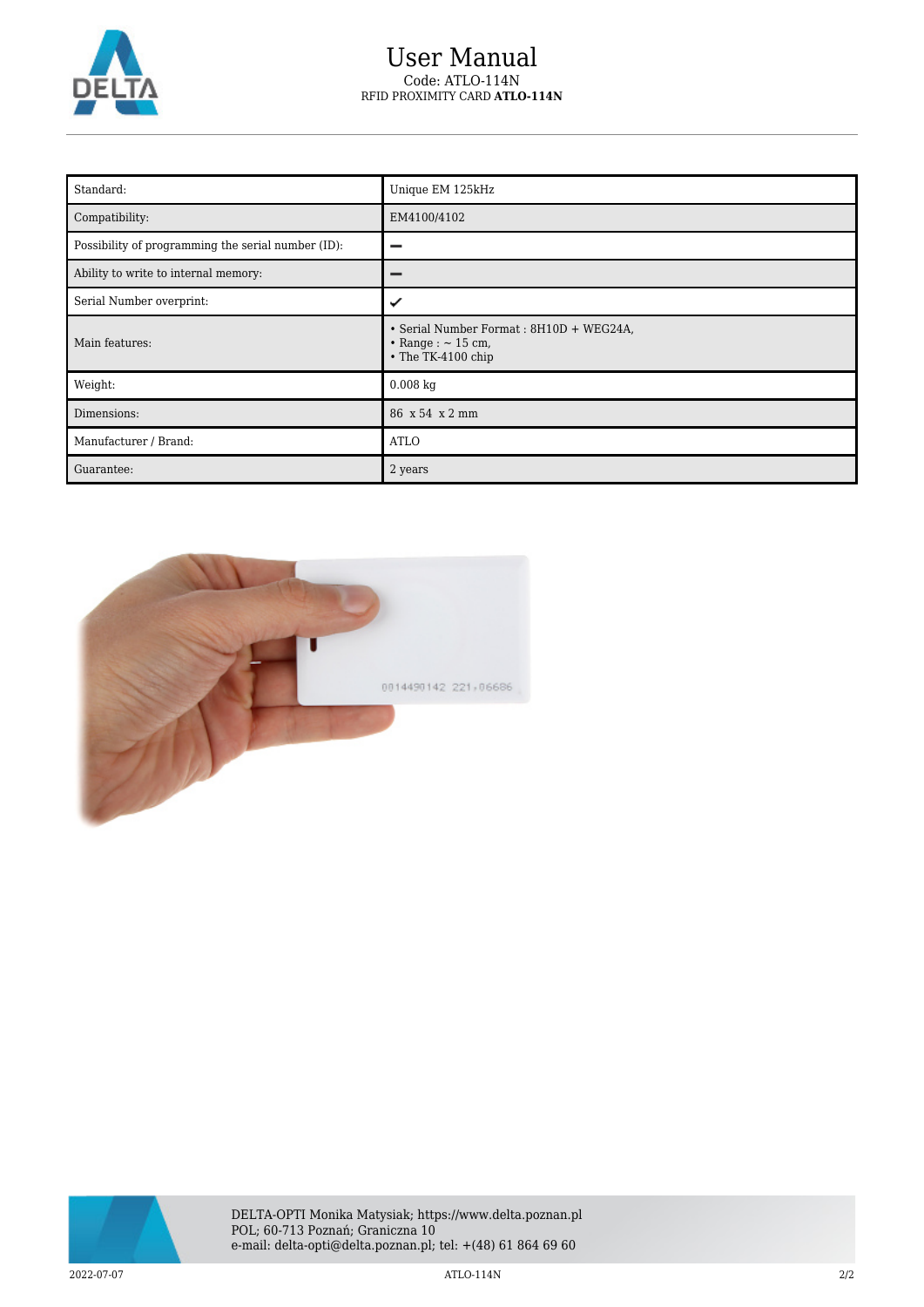# User Manual

Code: ATLO-114N
RFID PROXIMITY CARD **ATLO-114N**

| | |
|---|---|
| Standard: | Unique EM 125kHz |
| Compatibility: | EM4100/4102 |
| Possibility of programming the serial number (ID): | — |
| Ability to write to internal memory: | — |
| Serial Number overprint: | ✔ |
| Main features: | • Serial Number Format : 8H10D + WEG24A,<br>• Range : ~ 15 cm,<br>• The TK-4100 chip |
| Weight: | 0.008 kg |
| Dimensions: | 86 x 54 x 2 mm |
| Manufacturer / Brand: | ATLO |
| Guarantee: | 2 years |

DELTA-OPTI Monika Matysiak; https://www.delta.poznan.pl
POL; 60-713 Poznań; Graniczna 10
e-mail: delta-opti@delta.poznan.pl; tel: +(48) 61 864 69 60